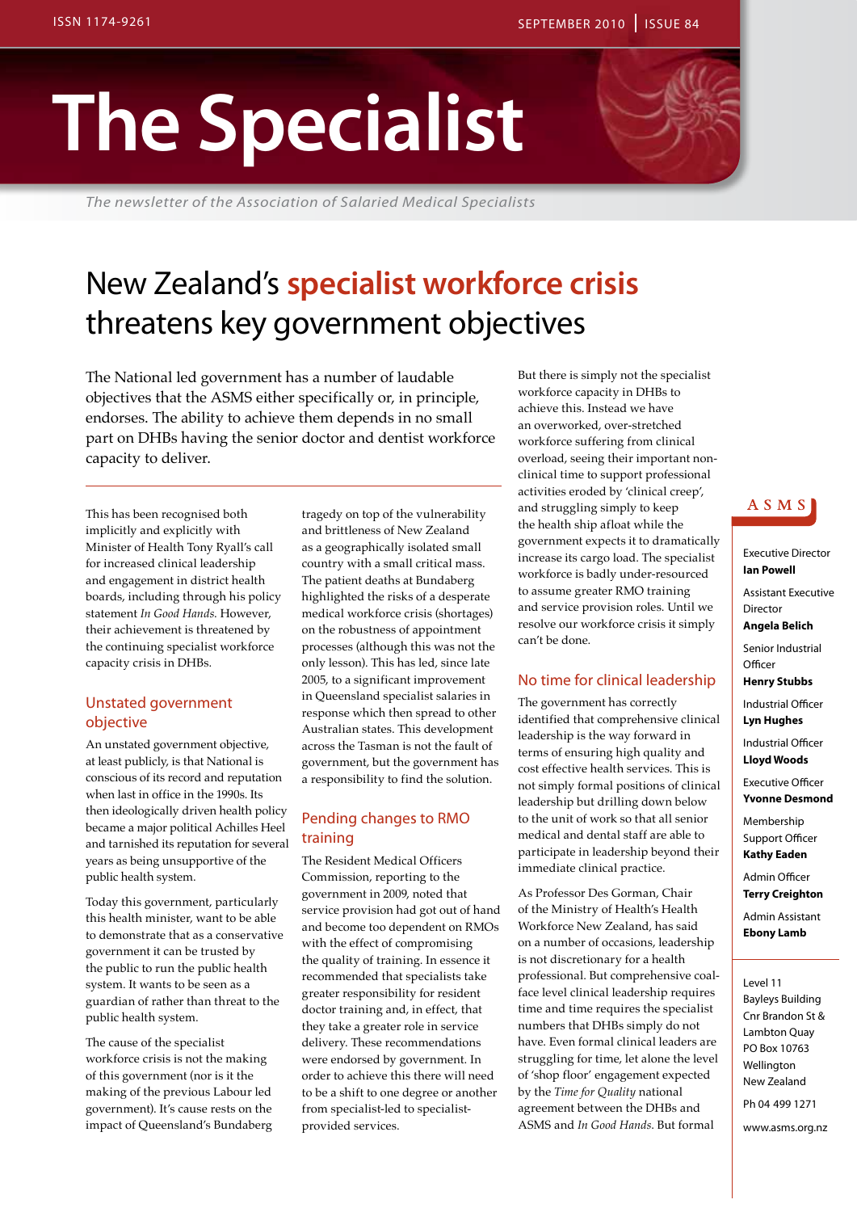# The Specialist

*The newsletter of the Association of Salaried Medical Specialists*

## New Zealand's specialist workforce crisis threatens key government objectives

The National led government has a number of laudable objectives that the ASMS either specifically or, in principle, endorses. The ability to achieve them depends in no small part on DHBs having the senior doctor and dentist workforce capacity to deliver.

This has been recognised both implicitly and explicitly with Minister of Health Tony Ryall's call for increased clinical leadership and engagement in district health boards, including through his policy statement *In Good Hands*. However, their achievement is threatened by the continuing specialist workforce capacity crisis in DHBs.

### Unstated government objective

An unstated government objective, at least publicly, is that National is conscious of its record and reputation when last in office in the 1990s. Its then ideologically driven health policy became a major political Achilles Heel and tarnished its reputation for several years as being unsupportive of the public health system.

Today this government, particularly this health minister, want to be able to demonstrate that as a conservative government it can be trusted by the public to run the public health system. It wants to be seen as a guardian of rather than threat to the public health system.

The cause of the specialist workforce crisis is not the making of this government (nor is it the making of the previous Labour led government). It's cause rests on the impact of Queensland's Bundaberg tragedy on top of the vulnerability and brittleness of New Zealand as a geographically isolated small country with a small critical mass. The patient deaths at Bundaberg highlighted the risks of a desperate medical workforce crisis (shortages) on the robustness of appointment processes (although this was not the only lesson). This has led, since late 2005, to a significant improvement in Queensland specialist salaries in response which then spread to other Australian states. This development across the Tasman is not the fault of government, but the government has a responsibility to find the solution.

### Pending changes to RMO training

The Resident Medical Officers Commission, reporting to the government in 2009, noted that service provision had got out of hand and become too dependent on RMOs with the effect of compromising the quality of training. In essence it recommended that specialists take greater responsibility for resident doctor training and, in effect, that they take a greater role in service delivery. These recommendations were endorsed by government. In order to achieve this there will need to be a shift to one degree or another from specialist-led to specialist-provided services.

But there is simply not the specialist workforce capacity in DHBs to achieve this. Instead we have an overworked, over-stretched workforce suffering from clinical overload, seeing their important non-clinical time to support professional activities eroded by 'clinical creep', and struggling simply to keep the health ship afloat while the government expects it to dramatically increase its cargo load. The specialist workforce is badly under-resourced to assume greater RMO training and service provision roles. Until we resolve our workforce crisis it simply can't be done.

### No time for clinical leadership

The government has correctly identified that comprehensive clinical leadership is the way forward in terms of ensuring high quality and cost effective health services. This is not simply formal positions of clinical leadership but drilling down below to the unit of work so that all senior medical and dental staff are able to participate in leadership beyond their immediate clinical practice.

As Professor Des Gorman, Chair of the Ministry of Health's Health Workforce New Zealand, has said on a number of occasions, leadership is not discretionary for a health professional. But comprehensive coal-face level clinical leadership requires time and time requires the specialist numbers that DHBs simply do not have. Even formal clinical leaders are struggling for time, let alone the level of 'shop floor' engagement expected by the *Time for Quality* national agreement between the DHBs and ASMS and *In Good Hands*. But formal

---

**ASMS**

Executive Director
**Ian Powell**

Assistant Executive Director
**Angela Belich**

Senior Industrial Officer
**Henry Stubbs**

Industrial Officer
**Lyn Hughes**

Industrial Officer
**Lloyd Woods**

Executive Officer
**Yvonne Desmond**

Membership Support Officer
**Kathy Eaden**

Admin Officer
**Terry Creighton**

Admin Assistant
**Ebony Lamb**

Level 11
Bayleys Building
Cnr Brandon St &
Lambton Quay
PO Box 10763
Wellington
New Zealand

Ph 04 499 1271

www.asms.org.nz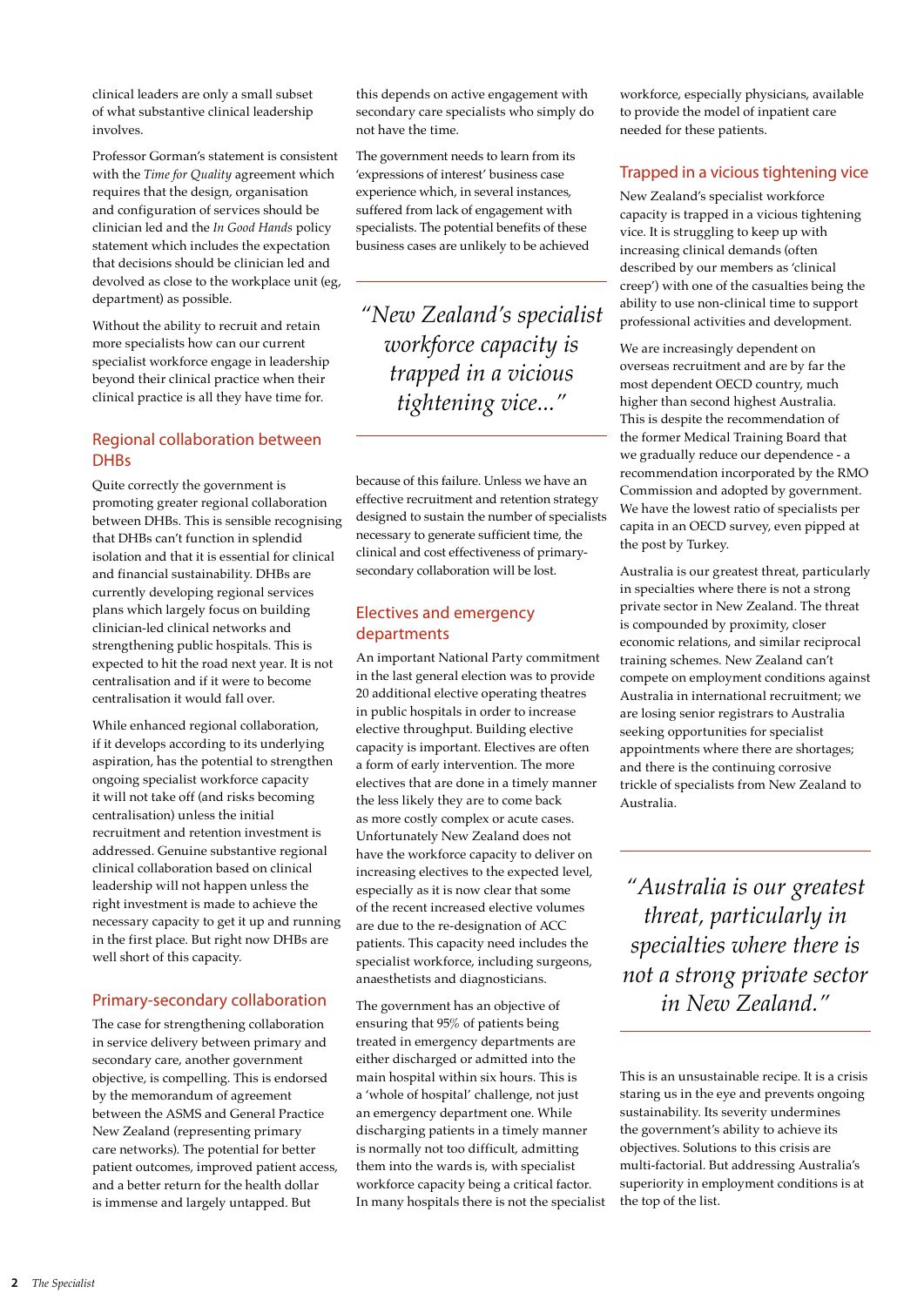clinical leaders are only a small subset of what substantive clinical leadership involves.

Professor Gorman's statement is consistent with the *Time for Quality* agreement which requires that the design, organisation and configuration of services should be clinician led and the *In Good Hands* policy statement which includes the expectation that decisions should be clinician led and devolved as close to the workplace unit (eg, department) as possible.

Without the ability to recruit and retain more specialists how can our current specialist workforce engage in leadership beyond their clinical practice when their clinical practice is all they have time for.

## Regional collaboration between DHBs

Quite correctly the government is promoting greater regional collaboration between DHBs. This is sensible recognising that DHBs can't function in splendid isolation and that it is essential for clinical and financial sustainability. DHBs are currently developing regional services plans which largely focus on building clinician-led clinical networks and strengthening public hospitals. This is expected to hit the road next year. It is not centralisation and if it were to become centralisation it would fall over.

While enhanced regional collaboration, if it develops according to its underlying aspiration, has the potential to strengthen ongoing specialist workforce capacity it will not take off (and risks becoming centralisation) unless the initial recruitment and retention investment is addressed. Genuine substantive regional clinical collaboration based on clinical leadership will not happen unless the right investment is made to achieve the necessary capacity to get it up and running in the first place. But right now DHBs are well short of this capacity.

## Primary-secondary collaboration

The case for strengthening collaboration in service delivery between primary and secondary care, another government objective, is compelling. This is endorsed by the memorandum of agreement between the ASMS and General Practice New Zealand (representing primary care networks). The potential for better patient outcomes, improved patient access, and a better return for the health dollar is immense and largely untapped. But this depends on active engagement with secondary care specialists who simply do not have the time.

The government needs to learn from its 'expressions of interest' business case experience which, in several instances, suffered from lack of engagement with specialists. The potential benefits of these business cases are unlikely to be achieved because of this failure. Unless we have an effective recruitment and retention strategy designed to sustain the number of specialists necessary to generate sufficient time, the clinical and cost effectiveness of primary-secondary collaboration will be lost.

> *"New Zealand's specialist workforce capacity is trapped in a vicious tightening vice..."*

## Electives and emergency departments

An important National Party commitment in the last general election was to provide 20 additional elective operating theatres in public hospitals in order to increase elective throughput. Building elective capacity is important. Electives are often a form of early intervention. The more electives that are done in a timely manner the less likely they are to come back as more costly complex or acute cases. Unfortunately New Zealand does not have the workforce capacity to deliver on increasing electives to the expected level, especially as it is now clear that some of the recent increased elective volumes are due to the re-designation of ACC patients. This capacity need includes the specialist workforce, including surgeons, anaesthetists and diagnosticians.

The government has an objective of ensuring that 95% of patients being treated in emergency departments are either discharged or admitted into the main hospital within six hours. This is a 'whole of hospital' challenge, not just an emergency department one. While discharging patients in a timely manner is normally not too difficult, admitting them into the wards is, with specialist workforce capacity being a critical factor. In many hospitals there is not the specialist workforce, especially physicians, available to provide the model of inpatient care needed for these patients.

## Trapped in a vicious tightening vice

New Zealand's specialist workforce capacity is trapped in a vicious tightening vice. It is struggling to keep up with increasing clinical demands (often described by our members as 'clinical creep') with one of the casualties being the ability to use non-clinical time to support professional activities and development.

We are increasingly dependent on overseas recruitment and are by far the most dependent OECD country, much higher than second highest Australia. This is despite the recommendation of the former Medical Training Board that we gradually reduce our dependence - a recommendation incorporated by the RMO Commission and adopted by government. We have the lowest ratio of specialists per capita in an OECD survey, even pipped at the post by Turkey.

Australia is our greatest threat, particularly in specialties where there is not a strong private sector in New Zealand. The threat is compounded by proximity, closer economic relations, and similar reciprocal training schemes. New Zealand can't compete on employment conditions against Australia in international recruitment; we are losing senior registrars to Australia seeking opportunities for specialist appointments where there are shortages; and there is the continuing corrosive trickle of specialists from New Zealand to Australia.

> *"Australia is our greatest threat, particularly in specialties where there is not a strong private sector in New Zealand."*

This is an unsustainable recipe. It is a crisis staring us in the eye and prevents ongoing sustainability. Its severity undermines the government's ability to achieve its objectives. Solutions to this crisis are multi-factorial. But addressing Australia's superiority in employment conditions is at the top of the list.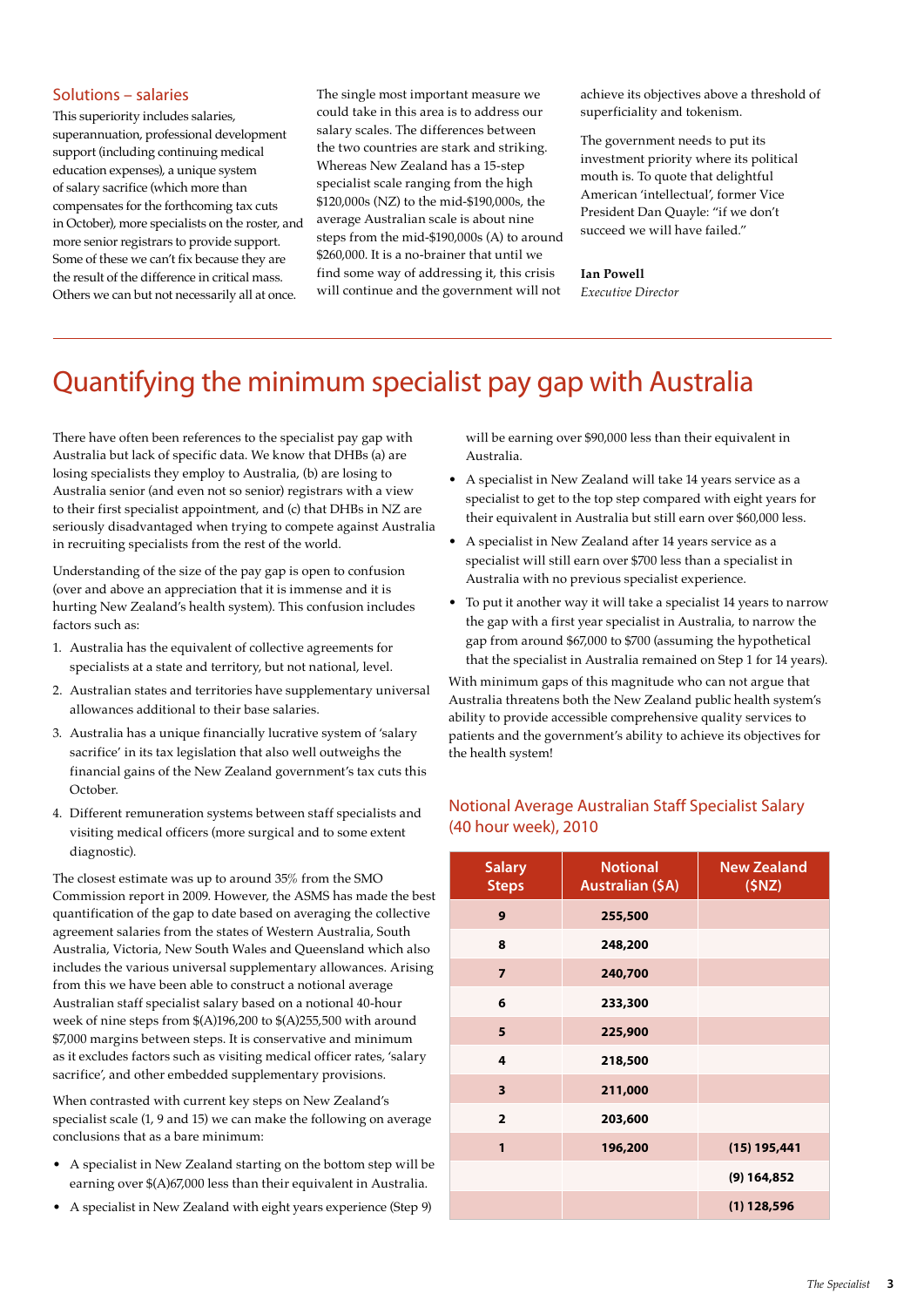## Solutions – salaries

This superiority includes salaries, superannuation, professional development support (including continuing medical education expenses), a unique system of salary sacrifice (which more than compensates for the forthcoming tax cuts in October), more specialists on the roster, and more senior registrars to provide support. Some of these we can't fix because they are the result of the difference in critical mass. Others we can but not necessarily all at once.

The single most important measure we could take in this area is to address our salary scales. The differences between the two countries are stark and striking. Whereas New Zealand has a 15-step specialist scale ranging from the high $120,000s (NZ) to the mid-$190,000s, the average Australian scale is about nine steps from the mid-$190,000s (A) to around $260,000. It is a no-brainer that until we find some way of addressing it, this crisis will continue and the government will not achieve its objectives above a threshold of superficiality and tokenism.

The government needs to put its investment priority where its political mouth is. To quote that delightful American 'intellectual', former Vice President Dan Quayle: "if we don't succeed we will have failed."

**Ian Powell**
*Executive Director*

---

# Quantifying the minimum specialist pay gap with Australia

There have often been references to the specialist pay gap with Australia but lack of specific data. We know that DHBs (a) are losing specialists they employ to Australia, (b) are losing to Australia senior (and even not so senior) registrars with a view to their first specialist appointment, and (c) that DHBs in NZ are seriously disadvantaged when trying to compete against Australia in recruiting specialists from the rest of the world.

Understanding of the size of the pay gap is open to confusion (over and above an appreciation that it is immense and it is hurting New Zealand's health system). This confusion includes factors such as:

1. Australia has the equivalent of collective agreements for specialists at a state and territory, but not national, level.
2. Australian states and territories have supplementary universal allowances additional to their base salaries.
3. Australia has a unique financially lucrative system of 'salary sacrifice' in its tax legislation that also well outweighs the financial gains of the New Zealand government's tax cuts this October.
4. Different remuneration systems between staff specialists and visiting medical officers (more surgical and to some extent diagnostic).

The closest estimate was up to around 35% from the SMO Commission report in 2009. However, the ASMS has made the best quantification of the gap to date based on averaging the collective agreement salaries from the states of Western Australia, South Australia, Victoria, New South Wales and Queensland which also includes the various universal supplementary allowances. Arising from this we have been able to construct a notional average Australian staff specialist salary based on a notional 40-hour week of nine steps from $(A)196,200 to $(A)255,500 with around $7,000 margins between steps. It is conservative and minimum as it excludes factors such as visiting medical officer rates, 'salary sacrifice', and other embedded supplementary provisions.

When contrasted with current key steps on New Zealand's specialist scale (1, 9 and 15) we can make the following on average conclusions that as a bare minimum:

- A specialist in New Zealand starting on the bottom step will be earning over $(A)67,000 less than their equivalent in Australia.
- A specialist in New Zealand with eight years experience (Step 9) will be earning over $90,000 less than their equivalent in Australia.
- A specialist in New Zealand will take 14 years service as a specialist to get to the top step compared with eight years for their equivalent in Australia but still earn over $60,000 less.
- A specialist in New Zealand after 14 years service as a specialist will still earn over $700 less than a specialist in Australia with no previous specialist experience.
- To put it another way it will take a specialist 14 years to narrow the gap with a first year specialist in Australia, to narrow the gap from around $67,000 to $700 (assuming the hypothetical that the specialist in Australia remained on Step 1 for 14 years).

With minimum gaps of this magnitude who can not argue that Australia threatens both the New Zealand public health system's ability to provide accessible comprehensive quality services to patients and the government's ability to achieve its objectives for the health system!

### Notional Average Australian Staff Specialist Salary (40 hour week), 2010

| Salary Steps | Notional Australian ($A) | New Zealand ($NZ) |
|---|---|---|
| 9 | 255,500 | |
| 8 | 248,200 | |
| 7 | 240,700 | |
| 6 | 233,300 | |
| 5 | 225,900 | |
| 4 | 218,500 | |
| 3 | 211,000 | |
| 2 | 203,600 | |
| 1 | 196,200 | (15) 195,441 |
| | | (9) 164,852 |
| | | (1) 128,596 |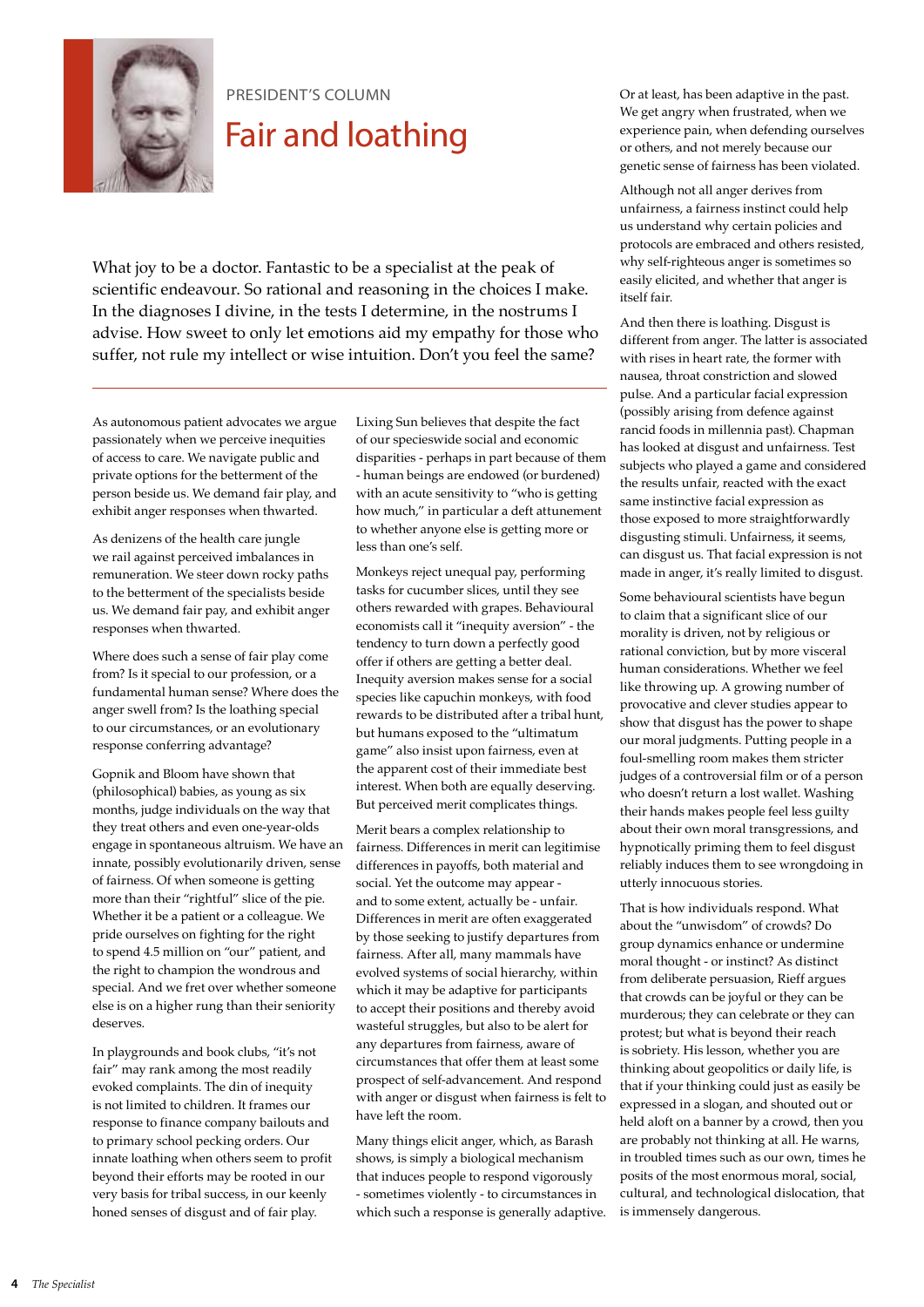PRESIDENT'S COLUMN

# Fair and loathing

What joy to be a doctor. Fantastic to be a specialist at the peak of scientific endeavour. So rational and reasoning in the choices I make. In the diagnoses I divine, in the tests I determine, in the nostrums I advise. How sweet to only let emotions aid my empathy for those who suffer, not rule my intellect or wise intuition. Don't you feel the same?

As autonomous patient advocates we argue passionately when we perceive inequities of access to care. We navigate public and private options for the betterment of the person beside us. We demand fair play, and exhibit anger responses when thwarted.

As denizens of the health care jungle we rail against perceived imbalances in remuneration. We steer down rocky paths to the betterment of the specialists beside us. We demand fair pay, and exhibit anger responses when thwarted.

Where does such a sense of fair play come from? Is it special to our profession, or a fundamental human sense? Where does the anger swell from? Is the loathing special to our circumstances, or an evolutionary response conferring advantage?

Gopnik and Bloom have shown that (philosophical) babies, as young as six months, judge individuals on the way that they treat others and even one-year-olds engage in spontaneous altruism. We have an innate, possibly evolutionarily driven, sense of fairness. Of when someone is getting more than their "rightful" slice of the pie. Whether it be a patient or a colleague. We pride ourselves on fighting for the right to spend 4.5 million on "our" patient, and the right to champion the wondrous and special. And we fret over whether someone else is on a higher rung than their seniority deserves.

In playgrounds and book clubs, "it's not fair" may rank among the most readily evoked complaints. The din of inequity is not limited to children. It frames our response to finance company bailouts and to primary school pecking orders. Our innate loathing when others seem to profit beyond their efforts may be rooted in our very basis for tribal success, in our keenly honed senses of disgust and of fair play.

Lixing Sun believes that despite the fact of our specieswide social and economic disparities - perhaps in part because of them - human beings are endowed (or burdened) with an acute sensitivity to "who is getting how much," in particular a deft attunement to whether anyone else is getting more or less than one's self.

Monkeys reject unequal pay, performing tasks for cucumber slices, until they see others rewarded with grapes. Behavioural economists call it "inequity aversion" - the tendency to turn down a perfectly good offer if others are getting a better deal. Inequity aversion makes sense for a social species like capuchin monkeys, with food rewards to be distributed after a tribal hunt, but humans exposed to the "ultimatum game" also insist upon fairness, even at the apparent cost of their immediate best interest. When both are equally deserving. But perceived merit complicates things.

Merit bears a complex relationship to fairness. Differences in merit can legitimise differences in payoffs, both material and social. Yet the outcome may appear - and to some extent, actually be - unfair. Differences in merit are often exaggerated by those seeking to justify departures from fairness. After all, many mammals have evolved systems of social hierarchy, within which it may be adaptive for participants to accept their positions and thereby avoid wasteful struggles, but also to be alert for any departures from fairness, aware of circumstances that offer them at least some prospect of self-advancement. And respond with anger or disgust when fairness is felt to have left the room.

Many things elicit anger, which, as Barash shows, is simply a biological mechanism that induces people to respond vigorously - sometimes violently - to circumstances in which such a response is generally adaptive. Or at least, has been adaptive in the past. We get angry when frustrated, when we experience pain, when defending ourselves or others, and not merely because our genetic sense of fairness has been violated.

Although not all anger derives from unfairness, a fairness instinct could help us understand why certain policies and protocols are embraced and others resisted, why self-righteous anger is sometimes so easily elicited, and whether that anger is itself fair.

And then there is loathing. Disgust is different from anger. The latter is associated with rises in heart rate, the former with nausea, throat constriction and slowed pulse. And a particular facial expression (possibly arising from defence against rancid foods in millennia past). Chapman has looked at disgust and unfairness. Test subjects who played a game and considered the results unfair, reacted with the exact same instinctive facial expression as those exposed to more straightforwardly disgusting stimuli. Unfairness, it seems, can disgust us. That facial expression is not made in anger, it's really limited to disgust.

Some behavioural scientists have begun to claim that a significant slice of our morality is driven, not by religious or rational conviction, but by more visceral human considerations. Whether we feel like throwing up. A growing number of provocative and clever studies appear to show that disgust has the power to shape our moral judgments. Putting people in a foul-smelling room makes them stricter judges of a controversial film or of a person who doesn't return a lost wallet. Washing their hands makes people feel less guilty about their own moral transgressions, and hypnotically priming them to feel disgust reliably induces them to see wrongdoing in utterly innocuous stories.

That is how individuals respond. What about the "unwisdom" of crowds? Do group dynamics enhance or undermine moral thought - or instinct? As distinct from deliberate persuasion, Rieff argues that crowds can be joyful or they can be murderous; they can celebrate or they can protest; but what is beyond their reach is sobriety. His lesson, whether you are thinking about geopolitics or daily life, is that if your thinking could just as easily be expressed in a slogan, and shouted out or held aloft on a banner by a crowd, then you are probably not thinking at all. He warns, in troubled times such as our own, times he posits of the most enormous moral, social, cultural, and technological dislocation, that is immensely dangerous.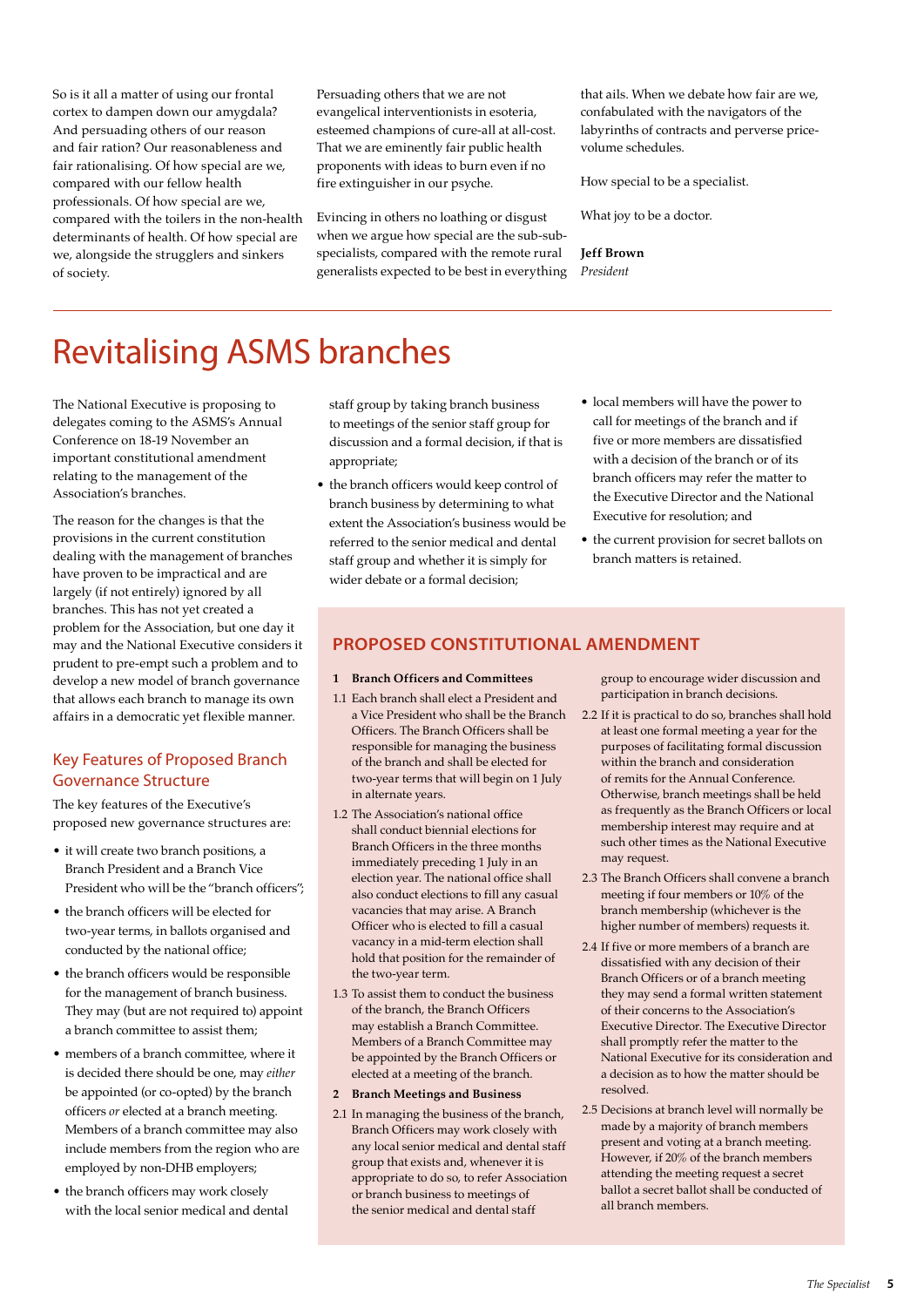So is it all a matter of using our frontal cortex to dampen down our amygdala? And persuading others of our reason and fair ration? Our reasonableness and fair rationalising. Of how special are we, compared with our fellow health professionals. Of how special are we, compared with the toilers in the non-health determinants of health. Of how special are we, alongside the strugglers and sinkers of society.

Persuading others that we are not evangelical interventionists in esoteria, esteemed champions of cure-all at all-cost. That we are eminently fair public health proponents with ideas to burn even if no fire extinguisher in our psyche.

Evincing in others no loathing or disgust when we argue how special are the sub-sub-specialists, compared with the remote rural generalists expected to be best in everything that ails. When we debate how fair are we, confabulated with the navigators of the labyrinths of contracts and perverse price-volume schedules.

How special to be a specialist.

What joy to be a doctor.

**Jeff Brown**
*President*

# Revitalising ASMS branches

The National Executive is proposing to delegates coming to the ASMS's Annual Conference on 18-19 November an important constitutional amendment relating to the management of the Association's branches.

The reason for the changes is that the provisions in the current constitution dealing with the management of branches have proven to be impractical and are largely (if not entirely) ignored by all branches. This has not yet created a problem for the Association, but one day it may and the National Executive considers it prudent to pre-empt such a problem and to develop a new model of branch governance that allows each branch to manage its own affairs in a democratic yet flexible manner.

## Key Features of Proposed Branch Governance Structure

The key features of the Executive's proposed new governance structures are:

- it will create two branch positions, a Branch President and a Branch Vice President who will be the "branch officers";
- the branch officers will be elected for two-year terms, in ballots organised and conducted by the national office;
- the branch officers would be responsible for the management of branch business. They may (but are not required to) appoint a branch committee to assist them;
- members of a branch committee, where it is decided there should be one, may *either* be appointed (or co-opted) by the branch officers *or* elected at a branch meeting. Members of a branch committee may also include members from the region who are employed by non-DHB employers;
- the branch officers may work closely with the local senior medical and dental staff group by taking branch business to meetings of the senior staff group for discussion and a formal decision, if that is appropriate;
- the branch officers would keep control of branch business by determining to what extent the Association's business would be referred to the senior medical and dental staff group and whether it is simply for wider debate or a formal decision;
- local members will have the power to call for meetings of the branch and if five or more members are dissatisfied with a decision of the branch or of its branch officers may refer the matter to the Executive Director and the National Executive for resolution; and
- the current provision for secret ballots on branch matters is retained.

## PROPOSED CONSTITUTIONAL AMENDMENT

**1 Branch Officers and Committees**

1.1 Each branch shall elect a President and a Vice President who shall be the Branch Officers. The Branch Officers shall be responsible for managing the business of the branch and shall be elected for two-year terms that will begin on 1 July in alternate years.

1.2 The Association's national office shall conduct biennial elections for Branch Officers in the three months immediately preceding 1 July in an election year. The national office shall also conduct elections to fill any casual vacancies that may arise. A Branch Officer who is elected to fill a casual vacancy in a mid-term election shall hold that position for the remainder of the two-year term.

1.3 To assist them to conduct the business of the branch, the Branch Officers may establish a Branch Committee. Members of a Branch Committee may be appointed by the Branch Officers or elected at a meeting of the branch.

**2 Branch Meetings and Business**

2.1 In managing the business of the branch, Branch Officers may work closely with any local senior medical and dental staff group that exists and, whenever it is appropriate to do so, to refer Association or branch business to meetings of the senior medical and dental staff group to encourage wider discussion and participation in branch decisions.

2.2 If it is practical to do so, branches shall hold at least one formal meeting a year for the purposes of facilitating formal discussion within the branch and consideration of remits for the Annual Conference. Otherwise, branch meetings shall be held as frequently as the Branch Officers or local membership interest may require and at such other times as the National Executive may request.

2.3 The Branch Officers shall convene a branch meeting if four members or 10% of the branch membership (whichever is the higher number of members) requests it.

2.4 If five or more members of a branch are dissatisfied with any decision of their Branch Officers or of a branch meeting they may send a formal written statement of their concerns to the Association's Executive Director. The Executive Director shall promptly refer the matter to the National Executive for its consideration and a decision as to how the matter should be resolved.

2.5 Decisions at branch level will normally be made by a majority of branch members present and voting at a branch meeting. However, if 20% of the branch members attending the meeting request a secret ballot a secret ballot shall be conducted of all branch members.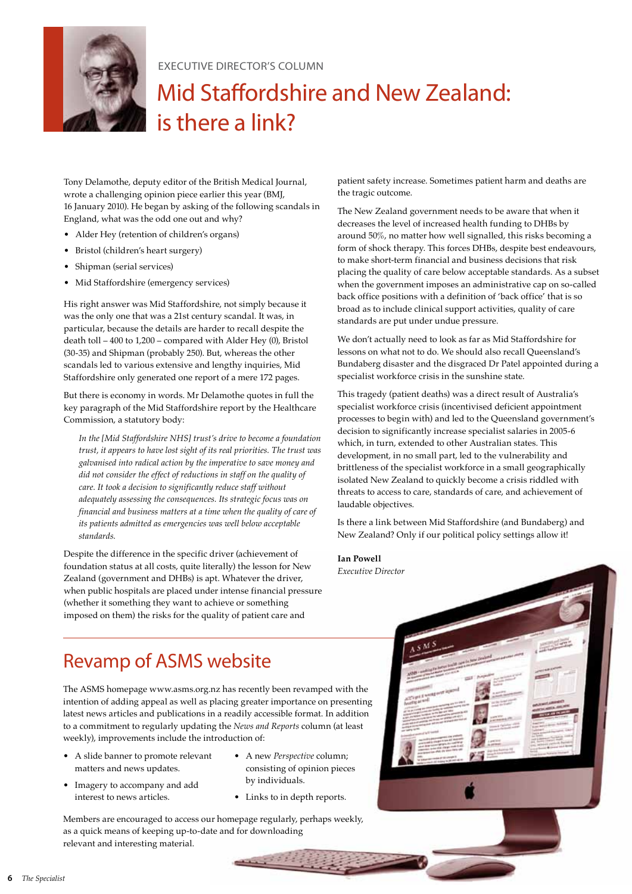EXECUTIVE DIRECTOR'S COLUMN

# Mid Staffordshire and New Zealand: is there a link?

Tony Delamothe, deputy editor of the British Medical Journal, wrote a challenging opinion piece earlier this year (BMJ, 16 January 2010). He began by asking of the following scandals in England, what was the odd one out and why?

- Alder Hey (retention of children's organs)
- Bristol (children's heart surgery)
- Shipman (serial services)
- Mid Staffordshire (emergency services)

His right answer was Mid Staffordshire, not simply because it was the only one that was a 21st century scandal. It was, in particular, because the details are harder to recall despite the death toll – 400 to 1,200 – compared with Alder Hey (0), Bristol (30-35) and Shipman (probably 250). But, whereas the other scandals led to various extensive and lengthy inquiries, Mid Staffordshire only generated one report of a mere 172 pages.

But there is economy in words. Mr Delamothe quotes in full the key paragraph of the Mid Staffordshire report by the Healthcare Commission, a statutory body:

> *In the [Mid Staffordshire NHS] trust's drive to become a foundation trust, it appears to have lost sight of its real priorities. The trust was galvanised into radical action by the imperative to save money and did not consider the effect of reductions in staff on the quality of care. It took a decision to significantly reduce staff without adequately assessing the consequences. Its strategic focus was on financial and business matters at a time when the quality of care of its patients admitted as emergencies was well below acceptable standards.*

Despite the difference in the specific driver (achievement of foundation status at all costs, quite literally) the lesson for New Zealand (government and DHBs) is apt. Whatever the driver, when public hospitals are placed under intense financial pressure (whether it something they want to achieve or something imposed on them) the risks for the quality of patient care and patient safety increase. Sometimes patient harm and deaths are the tragic outcome.

The New Zealand government needs to be aware that when it decreases the level of increased health funding to DHBs by around 50%, no matter how well signalled, this risks becoming a form of shock therapy. This forces DHBs, despite best endeavours, to make short-term financial and business decisions that risk placing the quality of care below acceptable standards. As a subset when the government imposes an administrative cap on so-called back office positions with a definition of 'back office' that is so broad as to include clinical support activities, quality of care standards are put under undue pressure.

We don't actually need to look as far as Mid Staffordshire for lessons on what not to do. We should also recall Queensland's Bundaberg disaster and the disgraced Dr Patel appointed during a specialist workforce crisis in the sunshine state.

This tragedy (patient deaths) was a direct result of Australia's specialist workforce crisis (incentivised deficient appointment processes to begin with) and led to the Queensland government's decision to significantly increase specialist salaries in 2005-6 which, in turn, extended to other Australian states. This development, in no small part, led to the vulnerability and brittleness of the specialist workforce in a small geographically isolated New Zealand to quickly become a crisis riddled with threats to access to care, standards of care, and achievement of laudable objectives.

Is there a link between Mid Staffordshire (and Bundaberg) and New Zealand? Only if our political policy settings allow it!

**Ian Powell**
*Executive Director*

## Revamp of ASMS website

The ASMS homepage www.asms.org.nz has recently been revamped with the intention of adding appeal as well as placing greater importance on presenting latest news articles and publications in a readily accessible format. In addition to a commitment to regularly updating the *News and Reports* column (at least weekly), improvements include the introduction of:

- A slide banner to promote relevant matters and news updates.
- Imagery to accompany and add interest to news articles.
- A new *Perspective* column; consisting of opinion pieces by individuals.
- Links to in depth reports.

Members are encouraged to access our homepage regularly, perhaps weekly, as a quick means of keeping up-to-date and for downloading relevant and interesting material.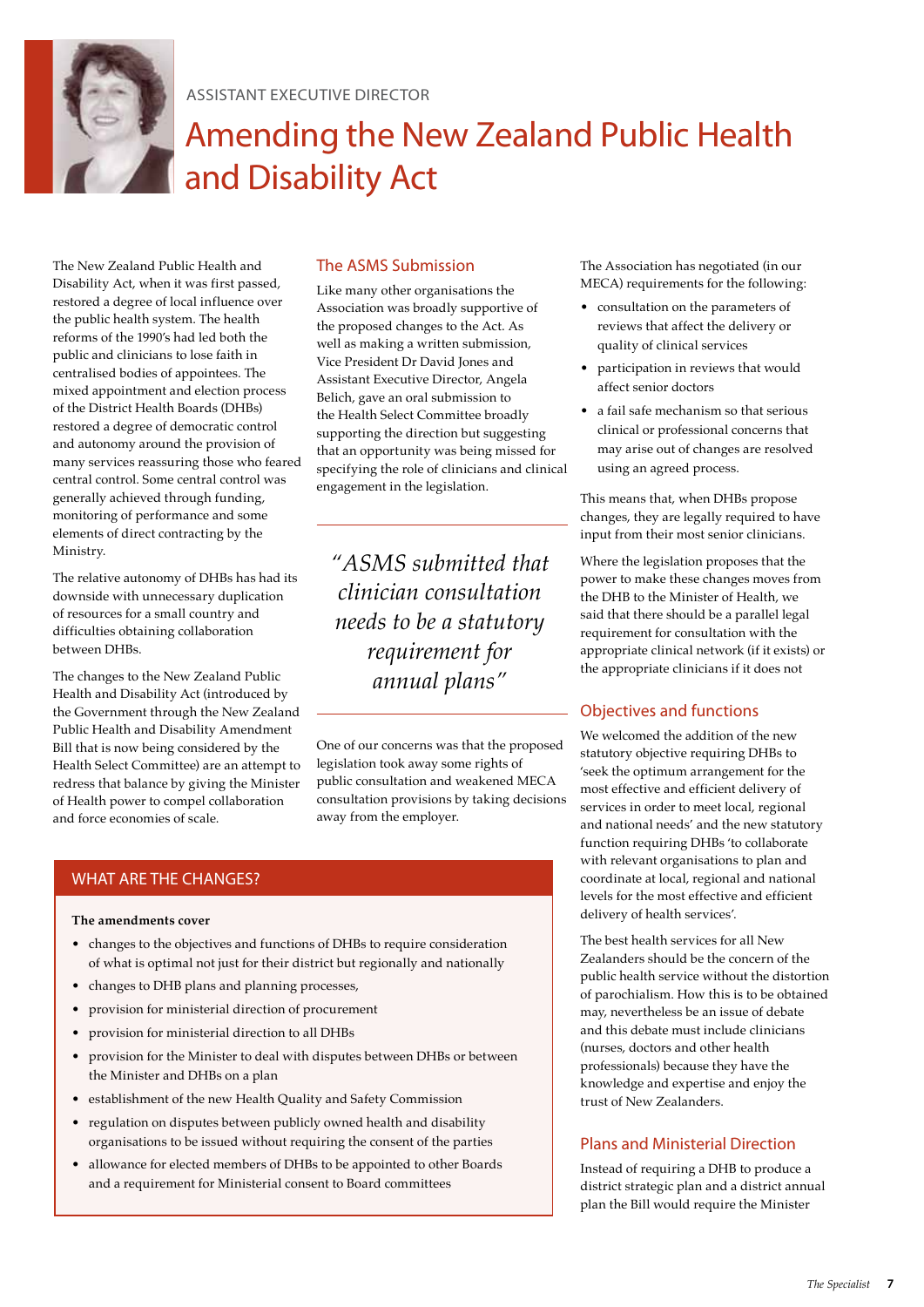ASSISTANT EXECUTIVE DIRECTOR

# Amending the New Zealand Public Health and Disability Act

The New Zealand Public Health and Disability Act, when it was first passed, restored a degree of local influence over the public health system. The health reforms of the 1990's had led both the public and clinicians to lose faith in centralised bodies of appointees. The mixed appointment and election process of the District Health Boards (DHBs) restored a degree of democratic control and autonomy around the provision of many services reassuring those who feared central control. Some central control was generally achieved through funding, monitoring of performance and some elements of direct contracting by the Ministry.

The relative autonomy of DHBs has had its downside with unnecessary duplication of resources for a small country and difficulties obtaining collaboration between DHBs.

The changes to the New Zealand Public Health and Disability Act (introduced by the Government through the New Zealand Public Health and Disability Amendment Bill that is now being considered by the Health Select Committee) are an attempt to redress that balance by giving the Minister of Health power to compel collaboration and force economies of scale.

## The ASMS Submission

Like many other organisations the Association was broadly supportive of the proposed changes to the Act. As well as making a written submission, Vice President Dr David Jones and Assistant Executive Director, Angela Belich, gave an oral submission to the Health Select Committee broadly supporting the direction but suggesting that an opportunity was being missed for specifying the role of clinicians and clinical engagement in the legislation.

> *"ASMS submitted that clinician consultation needs to be a statutory requirement for annual plans"*

One of our concerns was that the proposed legislation took away some rights of public consultation and weakened MECA consultation provisions by taking decisions away from the employer.

## WHAT ARE THE CHANGES?

**The amendments cover**

- changes to the objectives and functions of DHBs to require consideration of what is optimal not just for their district but regionally and nationally
- changes to DHB plans and planning processes,
- provision for ministerial direction of procurement
- provision for ministerial direction to all DHBs
- provision for the Minister to deal with disputes between DHBs or between the Minister and DHBs on a plan
- establishment of the new Health Quality and Safety Commission
- regulation on disputes between publicly owned health and disability organisations to be issued without requiring the consent of the parties
- allowance for elected members of DHBs to be appointed to other Boards and a requirement for Ministerial consent to Board committees

The Association has negotiated (in our MECA) requirements for the following:

- consultation on the parameters of reviews that affect the delivery or quality of clinical services
- participation in reviews that would affect senior doctors
- a fail safe mechanism so that serious clinical or professional concerns that may arise out of changes are resolved using an agreed process.

This means that, when DHBs propose changes, they are legally required to have input from their most senior clinicians.

Where the legislation proposes that the power to make these changes moves from the DHB to the Minister of Health, we said that there should be a parallel legal requirement for consultation with the appropriate clinical network (if it exists) or the appropriate clinicians if it does not

## Objectives and functions

We welcomed the addition of the new statutory objective requiring DHBs to 'seek the optimum arrangement for the most effective and efficient delivery of services in order to meet local, regional and national needs' and the new statutory function requiring DHBs 'to collaborate with relevant organisations to plan and coordinate at local, regional and national levels for the most effective and efficient delivery of health services'.

The best health services for all New Zealanders should be the concern of the public health service without the distortion of parochialism. How this is to be obtained may, nevertheless be an issue of debate and this debate must include clinicians (nurses, doctors and other health professionals) because they have the knowledge and expertise and enjoy the trust of New Zealanders.

## Plans and Ministerial Direction

Instead of requiring a DHB to produce a district strategic plan and a district annual plan the Bill would require the Minister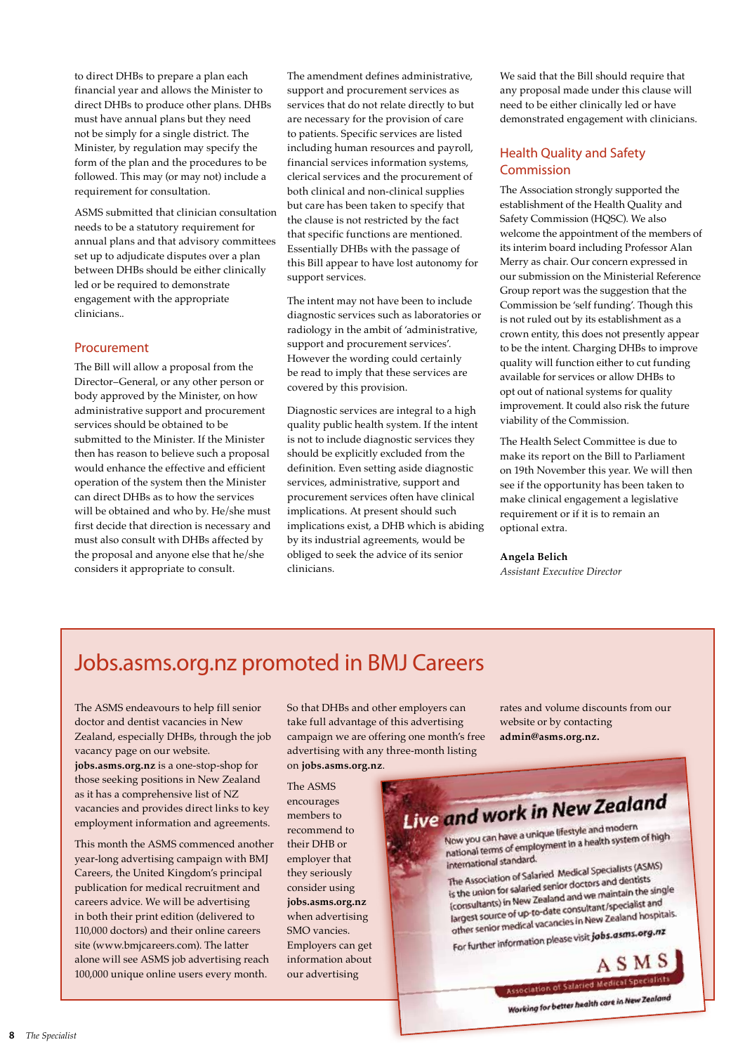to direct DHBs to prepare a plan each financial year and allows the Minister to direct DHBs to produce other plans. DHBs must have annual plans but they need not be simply for a single district. The Minister, by regulation may specify the form of the plan and the procedures to be followed. This may (or may not) include a requirement for consultation.

ASMS submitted that clinician consultation needs to be a statutory requirement for annual plans and that advisory committees set up to adjudicate disputes over a plan between DHBs should be either clinically led or be required to demonstrate engagement with the appropriate clinicians..

## Procurement

The Bill will allow a proposal from the Director–General, or any other person or body approved by the Minister, on how administrative support and procurement services should be obtained to be submitted to the Minister. If the Minister then has reason to believe such a proposal would enhance the effective and efficient operation of the system then the Minister can direct DHBs as to how the services will be obtained and who by. He/she must first decide that direction is necessary and must also consult with DHBs affected by the proposal and anyone else that he/she considers it appropriate to consult.

The amendment defines administrative, support and procurement services as services that do not relate directly to but are necessary for the provision of care to patients. Specific services are listed including human resources and payroll, financial services information systems, clerical services and the procurement of both clinical and non-clinical supplies but care has been taken to specify that the clause is not restricted by the fact that specific functions are mentioned. Essentially DHBs with the passage of this Bill appear to have lost autonomy for support services.

The intent may not have been to include diagnostic services such as laboratories or radiology in the ambit of 'administrative, support and procurement services'. However the wording could certainly be read to imply that these services are covered by this provision.

Diagnostic services are integral to a high quality public health system. If the intent is not to include diagnostic services they should be explicitly excluded from the definition. Even setting aside diagnostic services, administrative, support and procurement services often have clinical implications. At present should such implications exist, a DHB which is abiding by its industrial agreements, would be obliged to seek the advice of its senior clinicians.

We said that the Bill should require that any proposal made under this clause will need to be either clinically led or have demonstrated engagement with clinicians.

## Health Quality and Safety Commission

The Association strongly supported the establishment of the Health Quality and Safety Commission (HQSC). We also welcome the appointment of the members of its interim board including Professor Alan Merry as chair. Our concern expressed in our submission on the Ministerial Reference Group report was the suggestion that the Commission be 'self funding'. Though this is not ruled out by its establishment as a crown entity, this does not presently appear to be the intent. Charging DHBs to improve quality will function either to cut funding available for services or allow DHBs to opt out of national systems for quality improvement. It could also risk the future viability of the Commission.

The Health Select Committee is due to make its report on the Bill to Parliament on 19th November this year. We will then see if the opportunity has been taken to make clinical engagement a legislative requirement or if it is to remain an optional extra.

**Angela Belich**
*Assistant Executive Director*

# Jobs.asms.org.nz promoted in BMJ Careers

The ASMS endeavours to help fill senior doctor and dentist vacancies in New Zealand, especially DHBs, through the job vacancy page on our website. **jobs.asms.org.nz** is a one-stop-shop for those seeking positions in New Zealand as it has a comprehensive list of NZ vacancies and provides direct links to key employment information and agreements.

This month the ASMS commenced another year-long advertising campaign with BMJ Careers, the United Kingdom's principal publication for medical recruitment and careers advice. We will be advertising in both their print edition (delivered to 110,000 doctors) and their online careers site (www.bmjcareers.com). The latter alone will see ASMS job advertising reach 100,000 unique online users every month.

So that DHBs and other employers can take full advantage of this advertising campaign we are offering one month's free advertising with any three-month listing on **jobs.asms.org.nz**.

The ASMS encourages members to recommend to their DHB or employer that they seriously consider using **jobs.asms.org.nz** when advertising SMO vancies. Employers can get information about our advertising rates and volume discounts from our website or by contacting **admin@asms.org.nz.**

**Live and work in New Zealand**

Now you can have a unique lifestyle and modern national terms of employment in a health system of high international standard.

The Association of Salaried Medical Specialists (ASMS) is the union for salaried senior doctors and dentists (consultants) in New Zealand and we maintain the single largest source of up-to-date consultant/specialist and other senior medical vacancies in New Zealand hospitals.

For further information please visit *jobs.asms.org.nz*

ASMS
Association of Salaried Medical Specialists
*Working for better health care in New Zealand*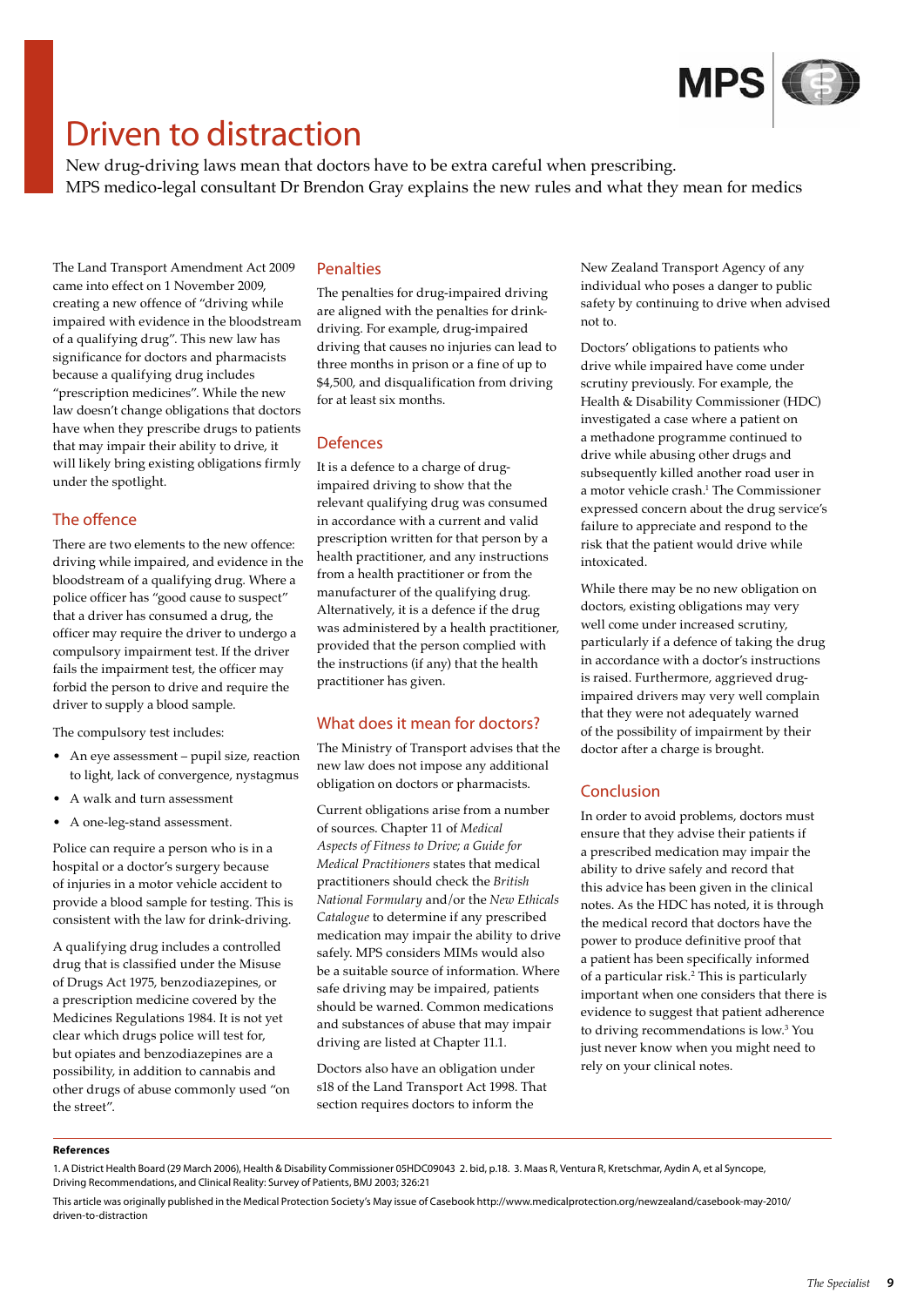# Driven to distraction

New drug-driving laws mean that doctors have to be extra careful when prescribing. MPS medico-legal consultant Dr Brendon Gray explains the new rules and what they mean for medics

The Land Transport Amendment Act 2009 came into effect on 1 November 2009, creating a new offence of "driving while impaired with evidence in the bloodstream of a qualifying drug". This new law has significance for doctors and pharmacists because a qualifying drug includes "prescription medicines". While the new law doesn't change obligations that doctors have when they prescribe drugs to patients that may impair their ability to drive, it will likely bring existing obligations firmly under the spotlight.

## The offence

There are two elements to the new offence: driving while impaired, and evidence in the bloodstream of a qualifying drug. Where a police officer has "good cause to suspect" that a driver has consumed a drug, the officer may require the driver to undergo a compulsory impairment test. If the driver fails the impairment test, the officer may forbid the person to drive and require the driver to supply a blood sample.

The compulsory test includes:

- An eye assessment – pupil size, reaction to light, lack of convergence, nystagmus
- A walk and turn assessment
- A one-leg-stand assessment.

Police can require a person who is in a hospital or a doctor's surgery because of injuries in a motor vehicle accident to provide a blood sample for testing. This is consistent with the law for drink-driving.

A qualifying drug includes a controlled drug that is classified under the Misuse of Drugs Act 1975, benzodiazepines, or a prescription medicine covered by the Medicines Regulations 1984. It is not yet clear which drugs police will test for, but opiates and benzodiazepines are a possibility, in addition to cannabis and other drugs of abuse commonly used "on the street".

## Penalties

The penalties for drug-impaired driving are aligned with the penalties for drink-driving. For example, drug-impaired driving that causes no injuries can lead to three months in prison or a fine of up to $4,500, and disqualification from driving for at least six months.

## Defences

It is a defence to a charge of drug-impaired driving to show that the relevant qualifying drug was consumed in accordance with a current and valid prescription written for that person by a health practitioner, and any instructions from a health practitioner or from the manufacturer of the qualifying drug. Alternatively, it is a defence if the drug was administered by a health practitioner, provided that the person complied with the instructions (if any) that the health practitioner has given.

## What does it mean for doctors?

The Ministry of Transport advises that the new law does not impose any additional obligation on doctors or pharmacists.

Current obligations arise from a number of sources. Chapter 11 of *Medical Aspects of Fitness to Drive; a Guide for Medical Practitioners* states that medical practitioners should check the *British National Formulary* and/or the *New Ethicals Catalogue* to determine if any prescribed medication may impair the ability to drive safely. MPS considers MIMs would also be a suitable source of information. Where safe driving may be impaired, patients should be warned. Common medications and substances of abuse that may impair driving are listed at Chapter 11.1.

Doctors also have an obligation under s18 of the Land Transport Act 1998. That section requires doctors to inform the New Zealand Transport Agency of any individual who poses a danger to public safety by continuing to drive when advised not to.

Doctors' obligations to patients who drive while impaired have come under scrutiny previously. For example, the Health & Disability Commissioner (HDC) investigated a case where a patient on a methadone programme continued to drive while abusing other drugs and subsequently killed another road user in a motor vehicle crash.[1] The Commissioner expressed concern about the drug service's failure to appreciate and respond to the risk that the patient would drive while intoxicated.

While there may be no new obligation on doctors, existing obligations may very well come under increased scrutiny, particularly if a defence of taking the drug in accordance with a doctor's instructions is raised. Furthermore, aggrieved drug-impaired drivers may very well complain that they were not adequately warned of the possibility of impairment by their doctor after a charge is brought.

## Conclusion

In order to avoid problems, doctors must ensure that they advise their patients if a prescribed medication may impair the ability to drive safely and record that this advice has been given in the clinical notes. As the HDC has noted, it is through the medical record that doctors have the power to produce definitive proof that a patient has been specifically informed of a particular risk.[2] This is particularly important when one considers that there is evidence to suggest that patient adherence to driving recommendations is low.[3] You just never know when you might need to rely on your clinical notes.

**References**

1. A District Health Board (29 March 2006), Health & Disability Commissioner 05HDC09043 2. bid, p.18. 3. Maas R, Ventura R, Kretschmar, Aydin A, et al Syncope, Driving Recommendations, and Clinical Reality: Survey of Patients, BMJ 2003; 326:21

This article was originally published in the Medical Protection Society's May issue of Casebook http://www.medicalprotection.org/newzealand/casebook-may-2010/driven-to-distraction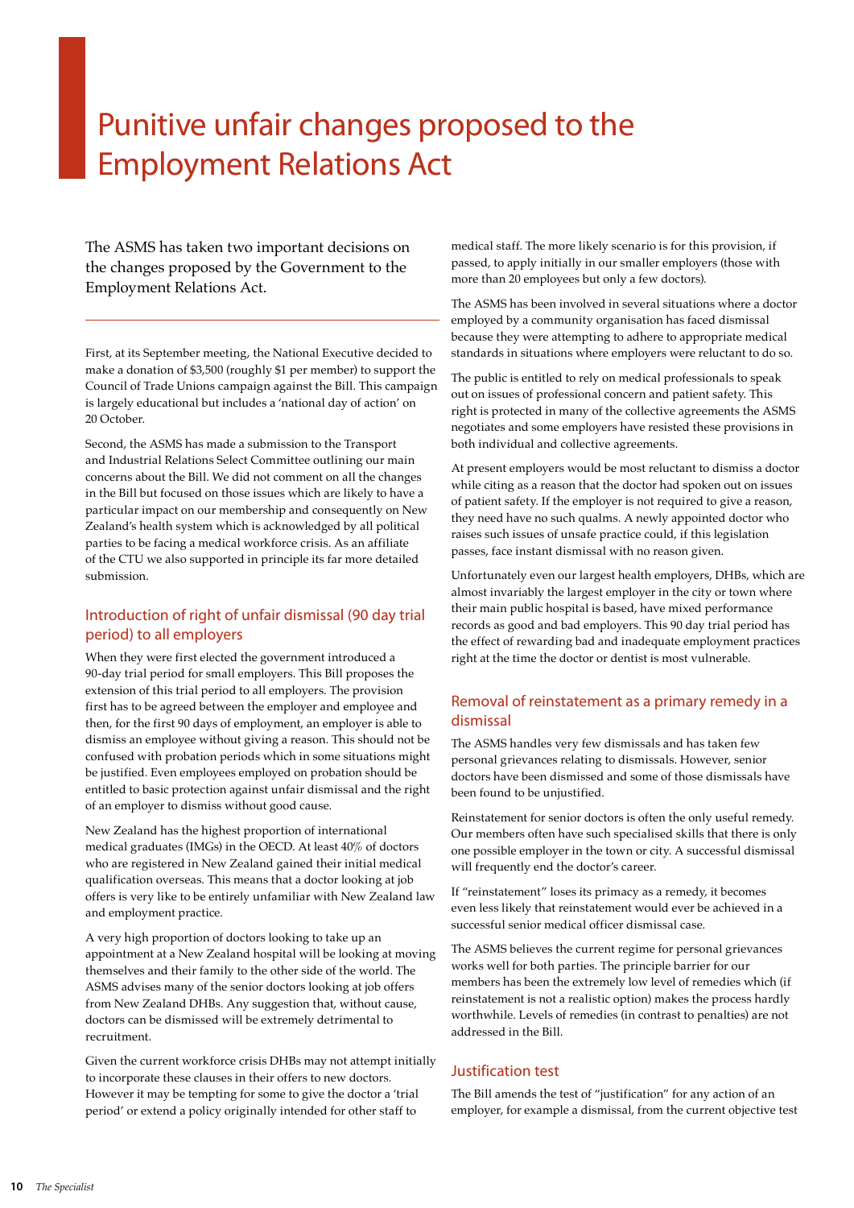# Punitive unfair changes proposed to the Employment Relations Act

The ASMS has taken two important decisions on the changes proposed by the Government to the Employment Relations Act.

---

First, at its September meeting, the National Executive decided to make a donation of $3,500 (roughly $1 per member) to support the Council of Trade Unions campaign against the Bill. This campaign is largely educational but includes a 'national day of action' on 20 October.

Second, the ASMS has made a submission to the Transport and Industrial Relations Select Committee outlining our main concerns about the Bill. We did not comment on all the changes in the Bill but focused on those issues which are likely to have a particular impact on our membership and consequently on New Zealand's health system which is acknowledged by all political parties to be facing a medical workforce crisis. As an affiliate of the CTU we also supported in principle its far more detailed submission.

## Introduction of right of unfair dismissal (90 day trial period) to all employers

When they were first elected the government introduced a 90-day trial period for small employers. This Bill proposes the extension of this trial period to all employers. The provision first has to be agreed between the employer and employee and then, for the first 90 days of employment, an employer is able to dismiss an employee without giving a reason. This should not be confused with probation periods which in some situations might be justified. Even employees employed on probation should be entitled to basic protection against unfair dismissal and the right of an employer to dismiss without good cause.

New Zealand has the highest proportion of international medical graduates (IMGs) in the OECD. At least 40% of doctors who are registered in New Zealand gained their initial medical qualification overseas. This means that a doctor looking at job offers is very like to be entirely unfamiliar with New Zealand law and employment practice.

A very high proportion of doctors looking to take up an appointment at a New Zealand hospital will be looking at moving themselves and their family to the other side of the world. The ASMS advises many of the senior doctors looking at job offers from New Zealand DHBs. Any suggestion that, without cause, doctors can be dismissed will be extremely detrimental to recruitment.

Given the current workforce crisis DHBs may not attempt initially to incorporate these clauses in their offers to new doctors. However it may be tempting for some to give the doctor a 'trial period' or extend a policy originally intended for other staff to medical staff. The more likely scenario is for this provision, if passed, to apply initially in our smaller employers (those with more than 20 employees but only a few doctors).

The ASMS has been involved in several situations where a doctor employed by a community organisation has faced dismissal because they were attempting to adhere to appropriate medical standards in situations where employers were reluctant to do so.

The public is entitled to rely on medical professionals to speak out on issues of professional concern and patient safety. This right is protected in many of the collective agreements the ASMS negotiates and some employers have resisted these provisions in both individual and collective agreements.

At present employers would be most reluctant to dismiss a doctor while citing as a reason that the doctor had spoken out on issues of patient safety. If the employer is not required to give a reason, they need have no such qualms. A newly appointed doctor who raises such issues of unsafe practice could, if this legislation passes, face instant dismissal with no reason given.

Unfortunately even our largest health employers, DHBs, which are almost invariably the largest employer in the city or town where their main public hospital is based, have mixed performance records as good and bad employers. This 90 day trial period has the effect of rewarding bad and inadequate employment practices right at the time the doctor or dentist is most vulnerable.

## Removal of reinstatement as a primary remedy in a dismissal

The ASMS handles very few dismissals and has taken few personal grievances relating to dismissals. However, senior doctors have been dismissed and some of those dismissals have been found to be unjustified.

Reinstatement for senior doctors is often the only useful remedy. Our members often have such specialised skills that there is only one possible employer in the town or city. A successful dismissal will frequently end the doctor's career.

If "reinstatement" loses its primacy as a remedy, it becomes even less likely that reinstatement would ever be achieved in a successful senior medical officer dismissal case.

The ASMS believes the current regime for personal grievances works well for both parties. The principle barrier for our members has been the extremely low level of remedies which (if reinstatement is not a realistic option) makes the process hardly worthwhile. Levels of remedies (in contrast to penalties) are not addressed in the Bill.

## Justification test

The Bill amends the test of "justification" for any action of an employer, for example a dismissal, from the current objective test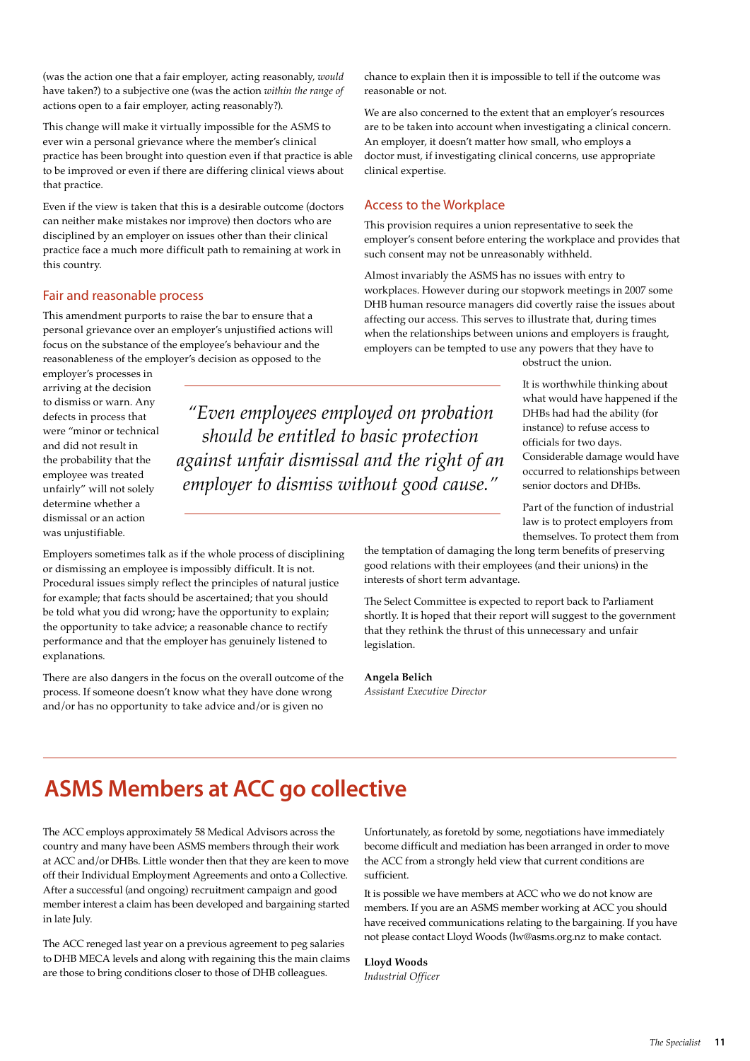(was the action one that a fair employer, acting reasonably, *would* have taken?) to a subjective one (was the action *within the range of* actions open to a fair employer, acting reasonably?).

This change will make it virtually impossible for the ASMS to ever win a personal grievance where the member's clinical practice has been brought into question even if that practice is able to be improved or even if there are differing clinical views about that practice.

Even if the view is taken that this is a desirable outcome (doctors can neither make mistakes nor improve) then doctors who are disciplined by an employer on issues other than their clinical practice face a much more difficult path to remaining at work in this country.

### Fair and reasonable process

This amendment purports to raise the bar to ensure that a personal grievance over an employer's unjustified actions will focus on the substance of the employee's behaviour and the reasonableness of the employer's decision as opposed to the employer's processes in arriving at the decision to dismiss or warn. Any defects in process that were "minor or technical and did not result in the probability that the employee was treated unfairly" will not solely determine whether a dismissal or an action was unjustifiable.

> *"Even employees employed on probation should be entitled to basic protection against unfair dismissal and the right of an employer to dismiss without good cause."*

Employers sometimes talk as if the whole process of disciplining or dismissing an employee is impossibly difficult. It is not. Procedural issues simply reflect the principles of natural justice for example; that facts should be ascertained; that you should be told what you did wrong; have the opportunity to explain; the opportunity to take advice; a reasonable chance to rectify performance and that the employer has genuinely listened to explanations.

There are also dangers in the focus on the overall outcome of the process. If someone doesn't know what they have done wrong and/or has no opportunity to take advice and/or is given no chance to explain then it is impossible to tell if the outcome was reasonable or not.

We are also concerned to the extent that an employer's resources are to be taken into account when investigating a clinical concern. An employer, it doesn't matter how small, who employs a doctor must, if investigating clinical concerns, use appropriate clinical expertise.

### Access to the Workplace

This provision requires a union representative to seek the employer's consent before entering the workplace and provides that such consent may not be unreasonably withheld.

Almost invariably the ASMS has no issues with entry to workplaces. However during our stopwork meetings in 2007 some DHB human resource managers did covertly raise the issues about affecting our access. This serves to illustrate that, during times when the relationships between unions and employers is fraught, employers can be tempted to use any powers that they have to obstruct the union.

It is worthwhile thinking about what would have happened if the DHBs had had the ability (for instance) to refuse access to officials for two days. Considerable damage would have occurred to relationships between senior doctors and DHBs.

Part of the function of industrial law is to protect employers from themselves. To protect them from the temptation of damaging the long term benefits of preserving good relations with their employees (and their unions) in the interests of short term advantage.

The Select Committee is expected to report back to Parliament shortly. It is hoped that their report will suggest to the government that they rethink the thrust of this unnecessary and unfair legislation.

**Angela Belich**
*Assistant Executive Director*

# ASMS Members at ACC go collective

The ACC employs approximately 58 Medical Advisors across the country and many have been ASMS members through their work at ACC and/or DHBs. Little wonder then that they are keen to move off their Individual Employment Agreements and onto a Collective. After a successful (and ongoing) recruitment campaign and good member interest a claim has been developed and bargaining started in late July.

The ACC reneged last year on a previous agreement to peg salaries to DHB MECA levels and along with regaining this the main claims are those to bring conditions closer to those of DHB colleagues.

Unfortunately, as foretold by some, negotiations have immediately become difficult and mediation has been arranged in order to move the ACC from a strongly held view that current conditions are sufficient.

It is possible we have members at ACC who we do not know are members. If you are an ASMS member working at ACC you should have received communications relating to the bargaining. If you have not please contact Lloyd Woods (lw@asms.org.nz to make contact.

**Lloyd Woods**
*Industrial Officer*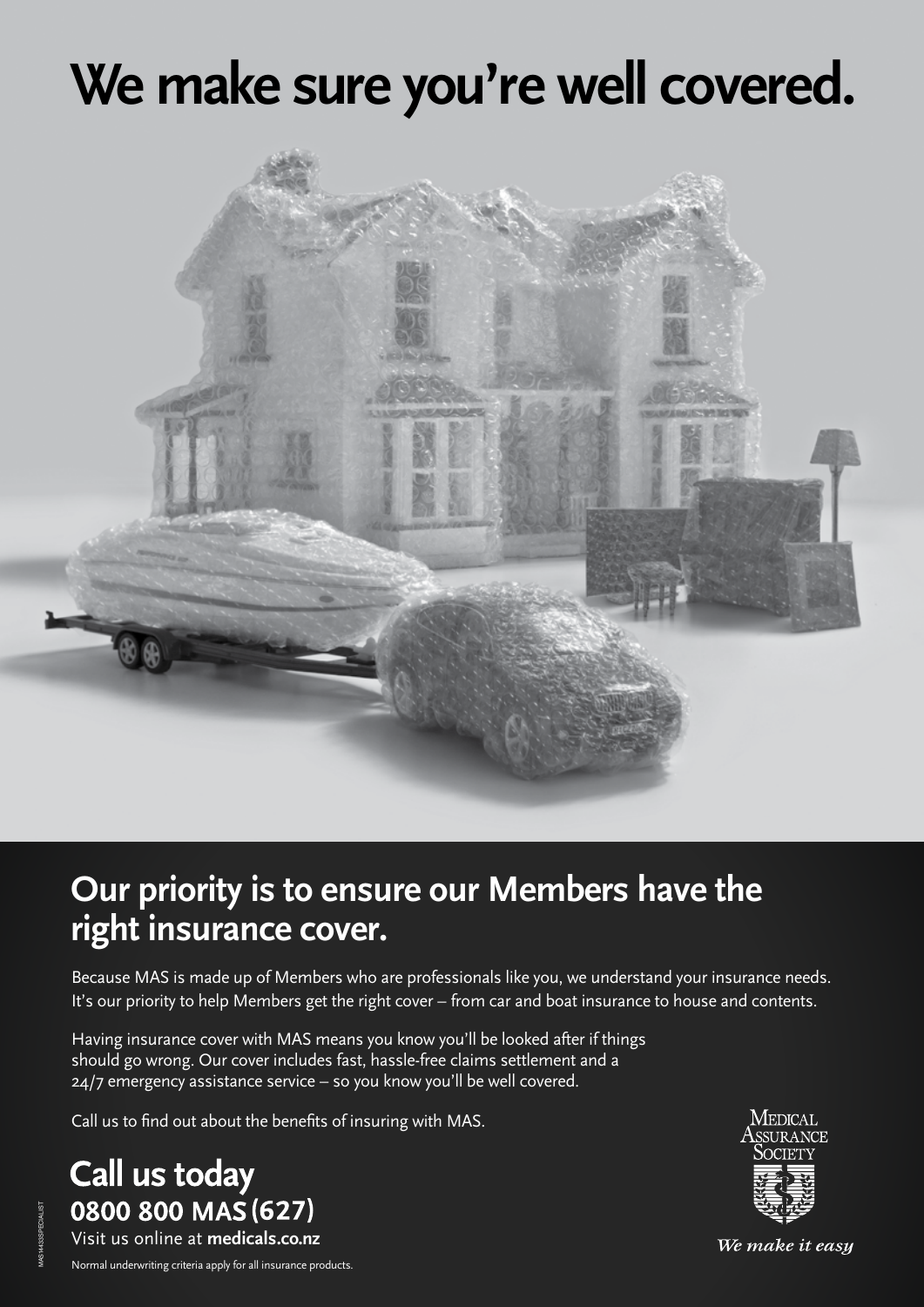# We make sure you're well covered.

## Our priority is to ensure our Members have the right insurance cover.

Because MAS is made up of Members who are professionals like you, we understand your insurance needs. It's our priority to help Members get the right cover – from car and boat insurance to house and contents.

Having insurance cover with MAS means you know you'll be looked after if things should go wrong. Our cover includes fast, hassle-free claims settlement and a 24/7 emergency assistance service – so you know you'll be well covered.

Call us to find out about the benefits of insuring with MAS.

## Call us today

**0800 800 MAS (627)**

Visit us online at **medicals.co.nz**

Medical Assurance Society

*We make it easy*

Normal underwriting criteria apply for all insurance products.